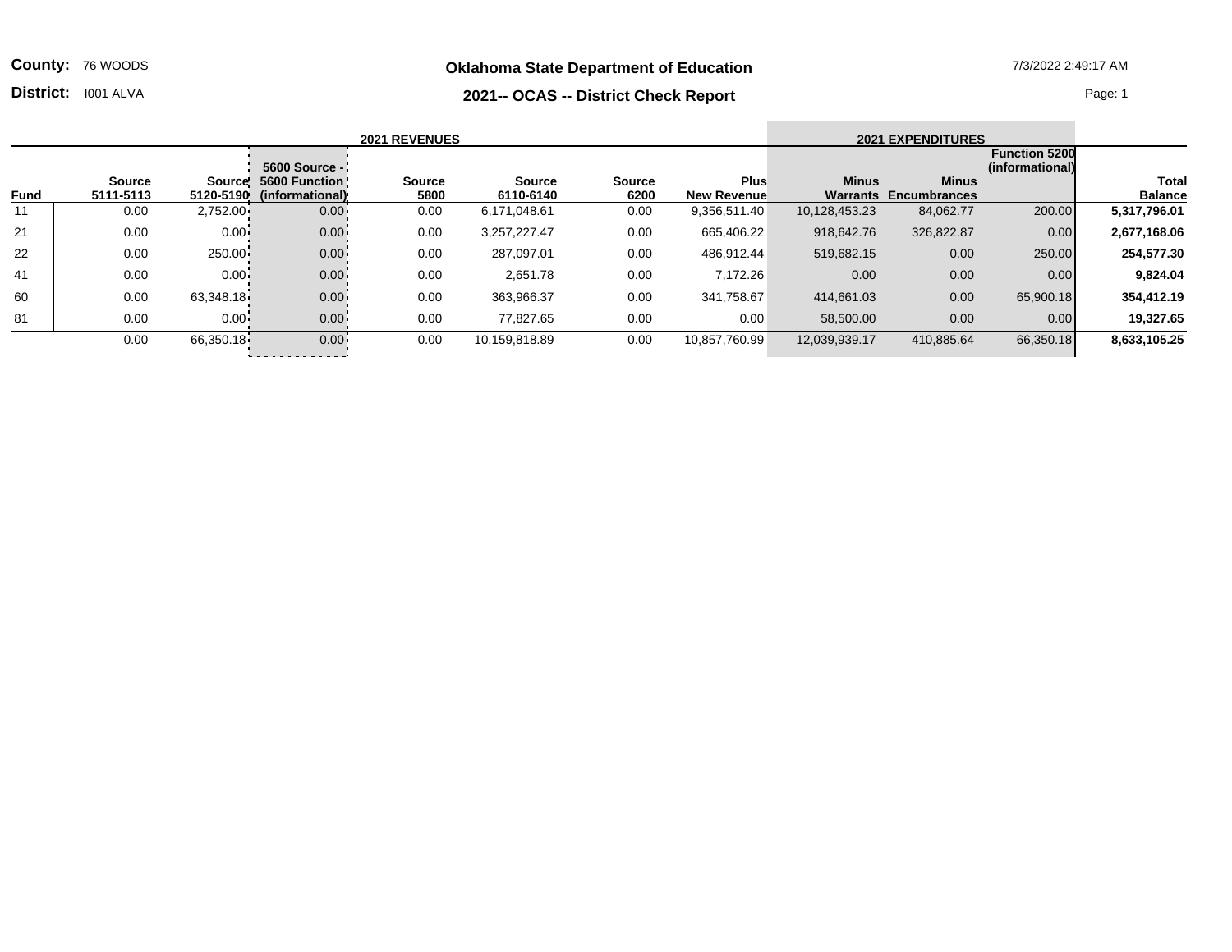**County:** 76 WOODS

**District:** I001 ALVA

7/3/2022 2:49:17 AM

## Oklahoma State Department of Education

## 2021-- OCAS -- District Check Report

| | 2021 REVENUES | | | | | | | 2021 EXPENDITURES | | | |
|---|---|---|---|---|---|---|---|---|---|---|---|
| Fund | Source 5111-5113 | Source 5120-5190 | 5600 Source - 5600 Function (informational) | Source 5800 | Source 6110-6140 | Source 6200 | Plus New Revenue | Minus Warrants | Minus Encumbrances | Function 5200 (informational) | Total Balance |
| 11 | 0.00 | 2,752.00 | 0.00 | 0.00 | 6,171,048.61 | 0.00 | 9,356,511.40 | 10,128,453.23 | 84,062.77 | 200.00 | **5,317,796.01** |
| 21 | 0.00 | 0.00 | 0.00 | 0.00 | 3,257,227.47 | 0.00 | 665,406.22 | 918,642.76 | 326,822.87 | 0.00 | **2,677,168.06** |
| 22 | 0.00 | 250.00 | 0.00 | 0.00 | 287,097.01 | 0.00 | 486,912.44 | 519,682.15 | 0.00 | 250.00 | **254,577.30** |
| 41 | 0.00 | 0.00 | 0.00 | 0.00 | 2,651.78 | 0.00 | 7,172.26 | 0.00 | 0.00 | 0.00 | **9,824.04** |
| 60 | 0.00 | 63,348.18 | 0.00 | 0.00 | 363,966.37 | 0.00 | 341,758.67 | 414,661.03 | 0.00 | 65,900.18 | **354,412.19** |
| 81 | 0.00 | 0.00 | 0.00 | 0.00 | 77,827.65 | 0.00 | 0.00 | 58,500.00 | 0.00 | 0.00 | **19,327.65** |
| | 0.00 | 66,350.18 | 0.00 | 0.00 | 10,159,818.89 | 0.00 | 10,857,760.99 | 12,039,939.17 | 410,885.64 | 66,350.18 | **8,633,105.25** |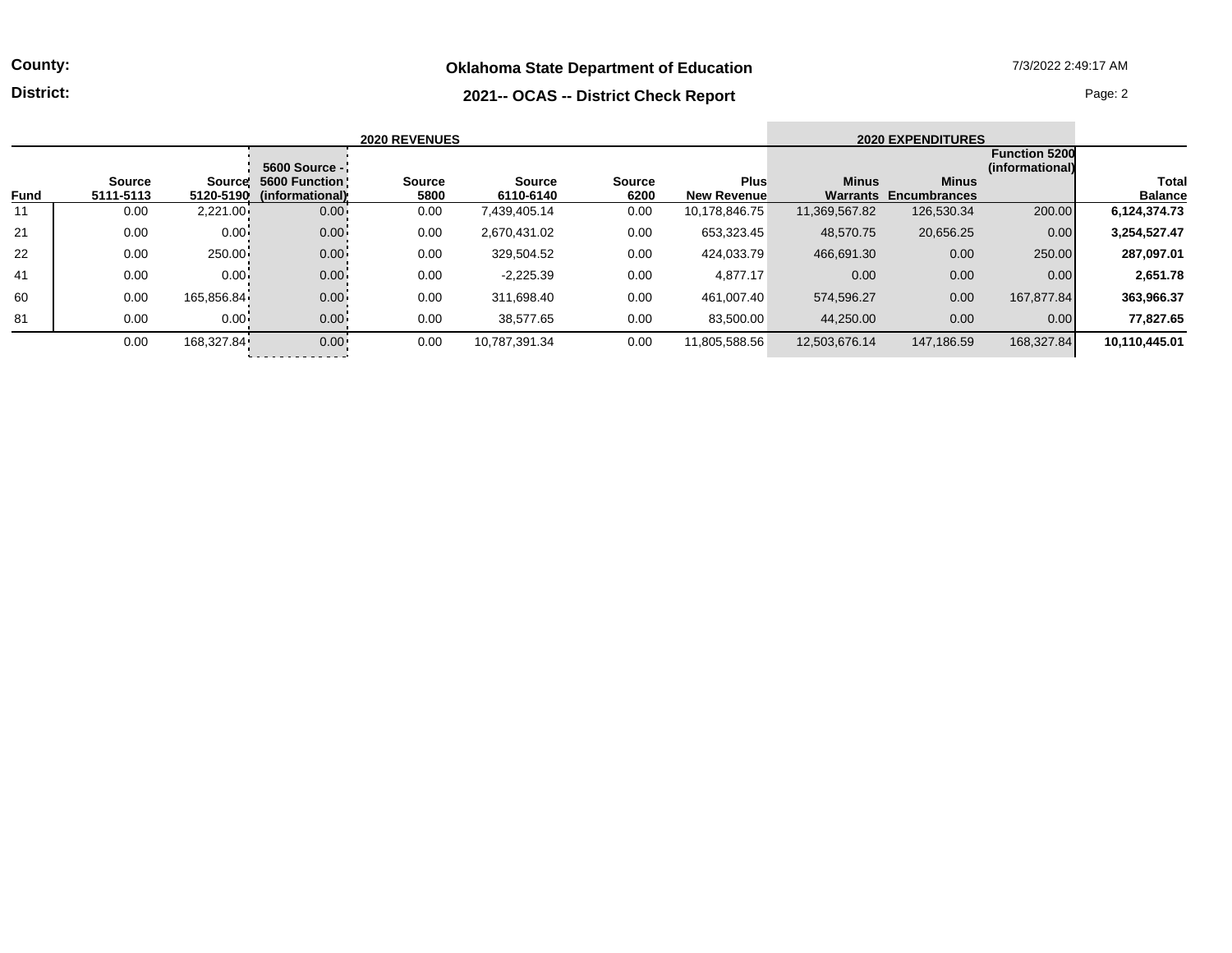**County:**

**District:**

## Oklahoma State Department of Education

## 2021-- OCAS -- District Check Report

7/3/2022 2:49:17 AM

| | 2020 REVENUES | | | | | | | 2020 EXPENDITURES | | | |
|---|---|---|---|---|---|---|---|---|---|---|---|
| Fund | Source 5111-5113 | Source 5120-5190 | 5600 Source - 5600 Function (informational) | Source 5800 | Source 6110-6140 | Source 6200 | Plus New Revenue | Minus Warrants | Minus Encumbrances | Function 5200 (informational) | Total Balance |
| 11 | 0.00 | 2,221.00 | 0.00 | 0.00 | 7,439,405.14 | 0.00 | 10,178,846.75 | 11,369,567.82 | 126,530.34 | 200.00 | **6,124,374.73** |
| 21 | 0.00 | 0.00 | 0.00 | 0.00 | 2,670,431.02 | 0.00 | 653,323.45 | 48,570.75 | 20,656.25 | 0.00 | **3,254,527.47** |
| 22 | 0.00 | 250.00 | 0.00 | 0.00 | 329,504.52 | 0.00 | 424,033.79 | 466,691.30 | 0.00 | 250.00 | **287,097.01** |
| 41 | 0.00 | 0.00 | 0.00 | 0.00 | -2,225.39 | 0.00 | 4,877.17 | 0.00 | 0.00 | 0.00 | **2,651.78** |
| 60 | 0.00 | 165,856.84 | 0.00 | 0.00 | 311,698.40 | 0.00 | 461,007.40 | 574,596.27 | 0.00 | 167,877.84 | **363,966.37** |
| 81 | 0.00 | 0.00 | 0.00 | 0.00 | 38,577.65 | 0.00 | 83,500.00 | 44,250.00 | 0.00 | 0.00 | **77,827.65** |
| | 0.00 | 168,327.84 | 0.00 | 0.00 | 10,787,391.34 | 0.00 | 11,805,588.56 | 12,503,676.14 | 147,186.59 | 168,327.84 | **10,110,445.01** |